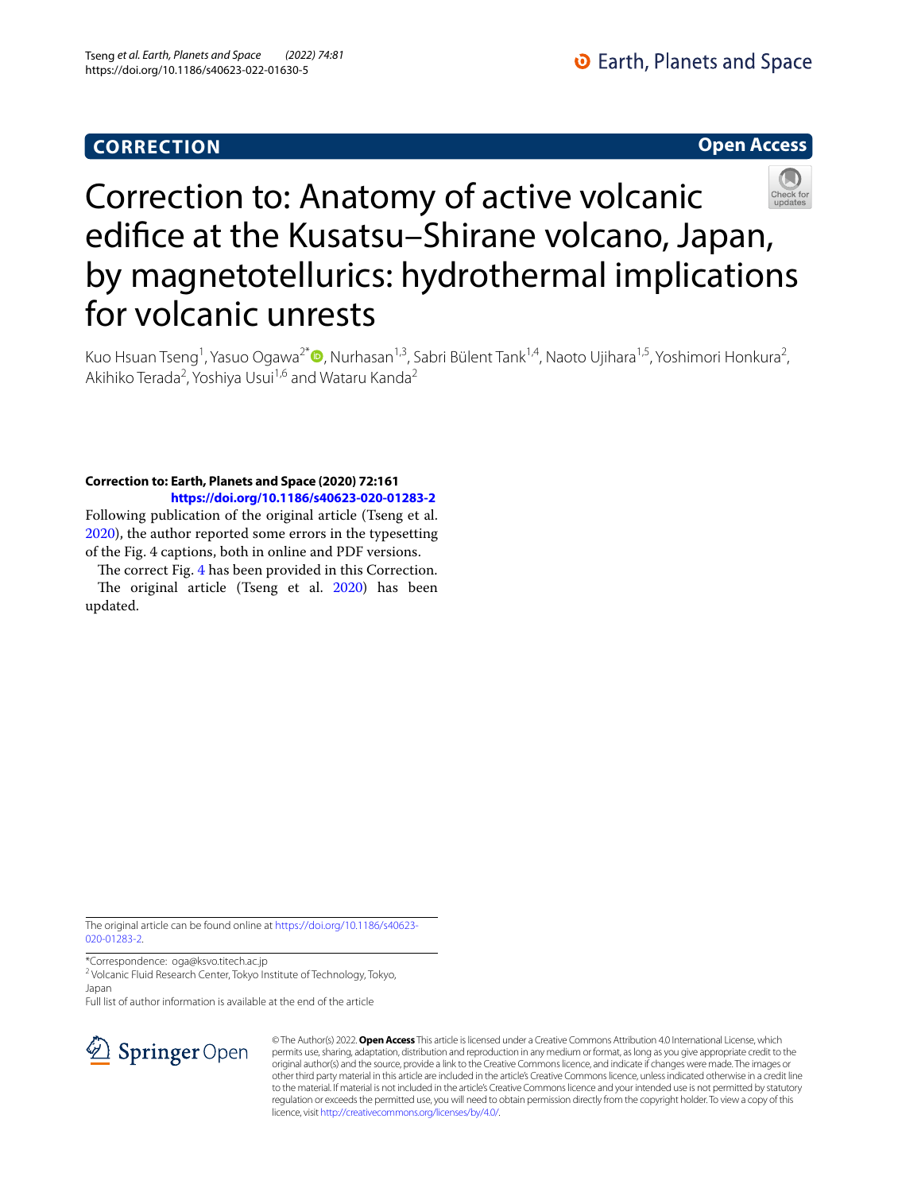**CORRECTION** **Open Access**

# Correction to: Anatomy of active volcanic edifice at the Kusatsu–Shirane volcano, Japan, by magnetotellurics: hydrothermal implications for volcanic unrests

Kuo Hsuan Tseng[1], Yasuo Ogawa[2*], Nurhasan[1,3], Sabri Bülent Tank[1,4], Naoto Ujihara[1,5], Yoshimori Honkura[2], Akihiko Terada[2], Yoshiya Usui[1,6] and Wataru Kanda[2]

**Correction to: Earth, Planets and Space (2020) 72:161**
**https://doi.org/10.1186/s40623-020-01283-2**

Following publication of the original article (Tseng et al. 2020), the author reported some errors in the typesetting of the Fig. 4 captions, both in online and PDF versions.

The correct Fig. 4 has been provided in this Correction.

The original article (Tseng et al. 2020) has been updated.

The original article can be found online at https://doi.org/10.1186/s40623-020-01283-2.

*Correspondence: oga@ksvo.titech.ac.jp
[2] Volcanic Fluid Research Center, Tokyo Institute of Technology, Tokyo, Japan
Full list of author information is available at the end of the article

© The Author(s) 2022. **Open Access** This article is licensed under a Creative Commons Attribution 4.0 International License, which permits use, sharing, adaptation, distribution and reproduction in any medium or format, as long as you give appropriate credit to the original author(s) and the source, provide a link to the Creative Commons licence, and indicate if changes were made. The images or other third party material in this article are included in the article's Creative Commons licence, unless indicated otherwise in a credit line to the material. If material is not included in the article's Creative Commons licence and your intended use is not permitted by statutory regulation or exceeds the permitted use, you will need to obtain permission directly from the copyright holder. To view a copy of this licence, visit http://creativecommons.org/licenses/by/4.0/.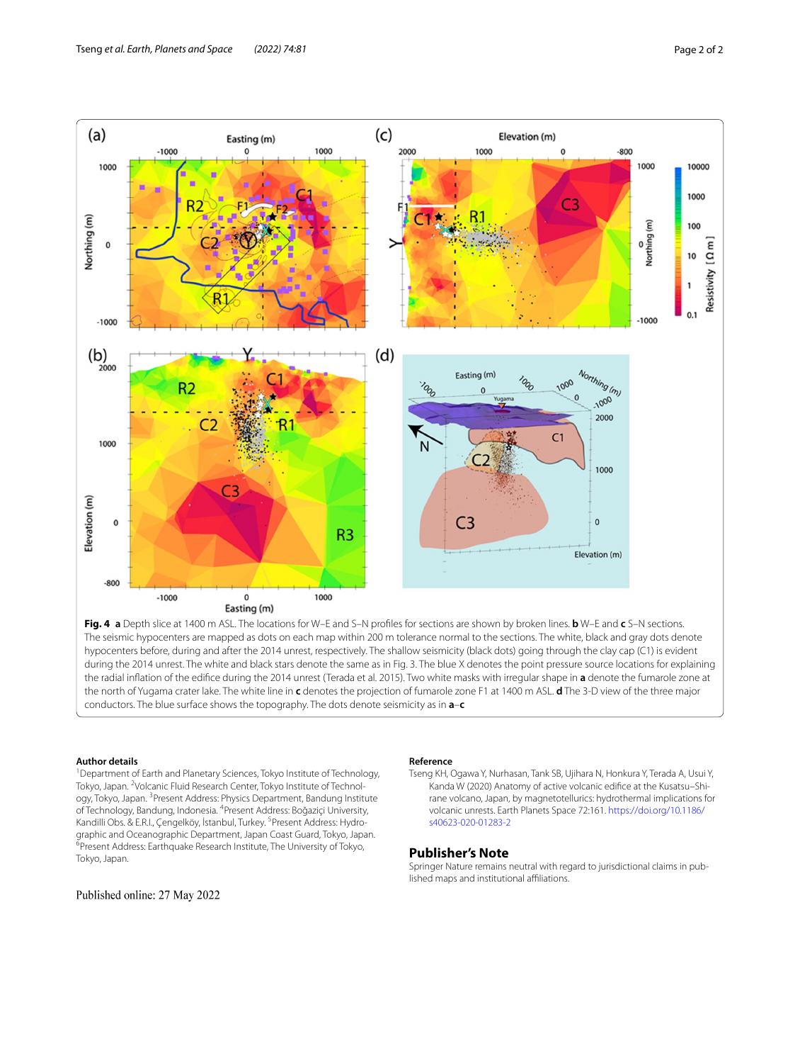(a)

Easting (m)

-1000 0 1000

1000

Northing (m)

0

-1000

R2 F1 F2 C1 C2 Y R1

(c)

Elevation (m)

2000 1000 0 -800

F1 C1 R1 C3 Y

1000

Northing (m)

0

-1000

10000

1000

100

10

1

0.1

Resistivity [Ω m]

(b)

2000

Y C1 R2 C2 R1

1000

Elevation (m)

0

C3 R3

-800

-1000 0 1000

Easting (m)

(d)

Easting (m)

-1000 0 1000 1000 0 -1000

Northing (m)

Yugama

N

C1 C2 C3

2000

1000

0

Elevation (m)

**Fig. 4** **a** Depth slice at 1400 m ASL. The locations for W–E and S–N profiles for sections are shown by broken lines. **b** W–E and **c** S–N sections. The seismic hypocenters are mapped as dots on each map within 200 m tolerance normal to the sections. The white, black and gray dots denote hypocenters before, during and after the 2014 unrest, respectively. The shallow seismicity (black dots) going through the clay cap (C1) is evident during the 2014 unrest. The white and black stars denote the same as in Fig. 3. The blue X denotes the point pressure source locations for explaining the radial inflation of the edifice during the 2014 unrest (Terada et al. 2015). Two white masks with irregular shape in **a** denote the fumarole zone at the north of Yugama crater lake. The white line in **c** denotes the projection of fumarole zone F1 at 1400 m ASL. **d** The 3-D view of the three major conductors. The blue surface shows the topography. The dots denote seismicity as in **a**–**c**

#### Author details

[1]Department of Earth and Planetary Sciences, Tokyo Institute of Technology, Tokyo, Japan. [2]Volcanic Fluid Research Center, Tokyo Institute of Technology, Tokyo, Japan. [3]Present Address: Physics Department, Bandung Institute of Technology, Bandung, Indonesia. [4]Present Address: Boğaziçi University, Kandilli Obs. & E.R.I., Çengelköy, İstanbul, Turkey. [5]Present Address: Hydrographic and Oceanographic Department, Japan Coast Guard, Tokyo, Japan. [6]Present Address: Earthquake Research Institute, The University of Tokyo, Tokyo, Japan.

Published online: 27 May 2022

#### Reference

Tseng KH, Ogawa Y, Nurhasan, Tank SB, Ujihara N, Honkura Y, Terada A, Usui Y, Kanda W (2020) Anatomy of active volcanic edifice at the Kusatsu–Shirane volcano, Japan, by magnetotellurics: hydrothermal implications for volcanic unrests. Earth Planets Space 72:161. https://doi.org/10.1186/s40623-020-01283-2

## Publisher's Note

Springer Nature remains neutral with regard to jurisdictional claims in published maps and institutional affiliations.